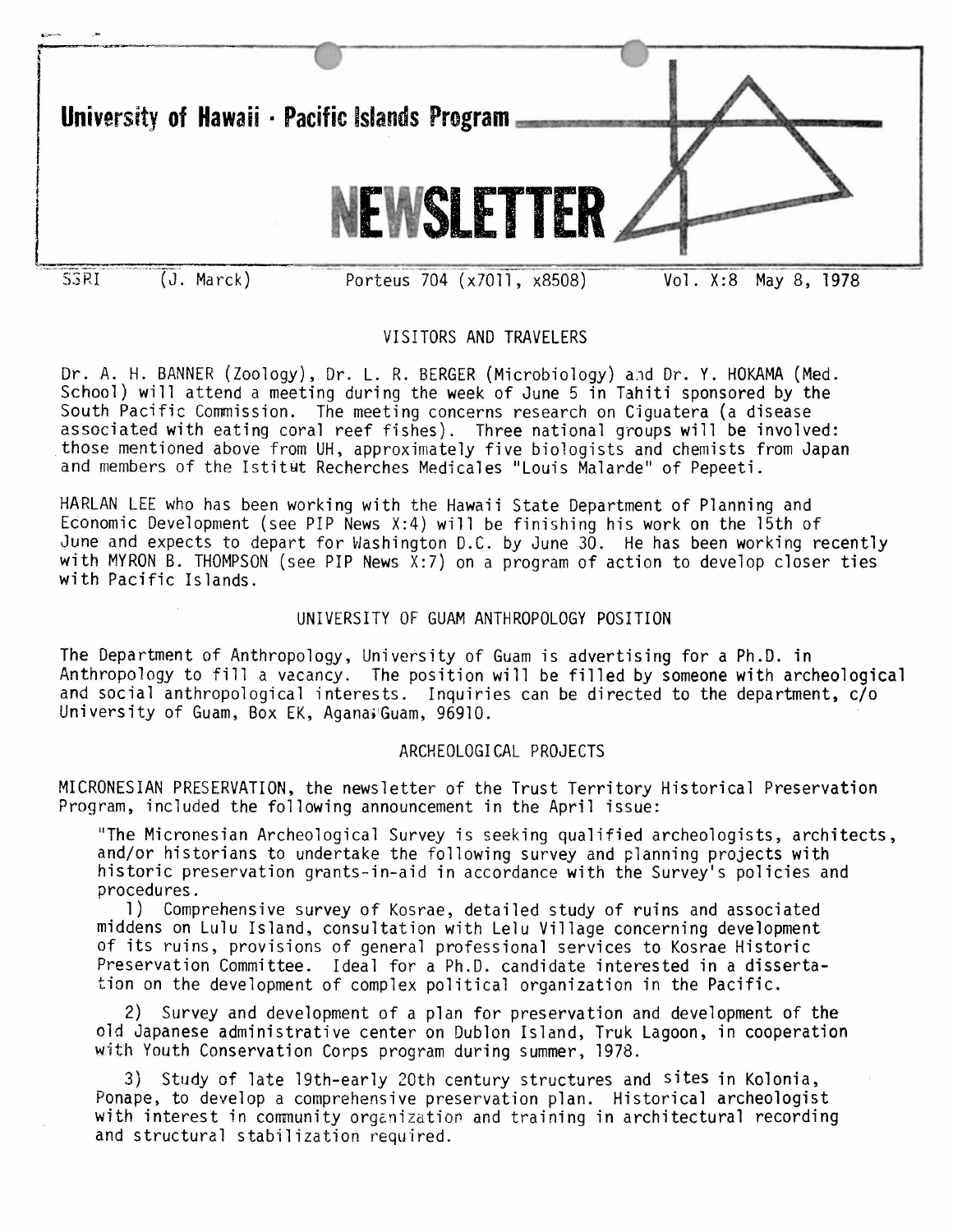# University of Hawaii · Pacific Islands Program

# NEWSLETTER

SSRI (J. Marck) Porteus 704 (x7011, x8508) Vol. X:8 May 8, 1978

## VISITORS AND TRAVELERS

Dr. A. H. BANNER (Zoology), Dr. L. R. BERGER (Microbiology) and Dr. Y. HOKAMA (Med. School) will attend a meeting during the week of June 5 in Tahiti sponsored by the South Pacific Commission. The meeting concerns research on Ciguatera (a disease associated with eating coral reef fishes). Three national groups will be involved: those mentioned above from UH, approximately five biologists and chemists from Japan and members of the Istitut Recherches Medicales "Louis Malarde" of Pepeeti.

HARLAN LEE who has been working with the Hawaii State Department of Planning and Economic Development (see PIP News X:4) will be finishing his work on the 15th of June and expects to depart for Washington D.C. by June 30. He has been working recently with MYRON B. THOMPSON (see PIP News X:7) on a program of action to develop closer ties with Pacific Islands.

## UNIVERSITY OF GUAM ANTHROPOLOGY POSITION

The Department of Anthropology, University of Guam is advertising for a Ph.D. in Anthropology to fill a vacancy. The position will be filled by someone with archeological and social anthropological interests. Inquiries can be directed to the department, c/o University of Guam, Box EK, Agana, Guam, 96910.

## ARCHEOLOGICAL PROJECTS

MICRONESIAN PRESERVATION, the newsletter of the Trust Territory Historical Preservation Program, included the following announcement in the April issue:

> "The Micronesian Archeological Survey is seeking qualified archeologists, architects, and/or historians to undertake the following survey and planning projects with historic preservation grants-in-aid in accordance with the Survey's policies and procedures.
>
> 1) Comprehensive survey of Kosrae, detailed study of ruins and associated middens on Lulu Island, consultation with Lelu Village concerning development of its ruins, provisions of general professional services to Kosrae Historic Preservation Committee. Ideal for a Ph.D. candidate interested in a dissertation on the development of complex political organization in the Pacific.
>
> 2) Survey and development of a plan for preservation and development of the old Japanese administrative center on Dublon Island, Truk Lagoon, in cooperation with Youth Conservation Corps program during summer, 1978.
>
> 3) Study of late 19th-early 20th century structures and sites in Kolonia, Ponape, to develop a comprehensive preservation plan. Historical archeologist with interest in community organization and training in architectural recording and structural stabilization required.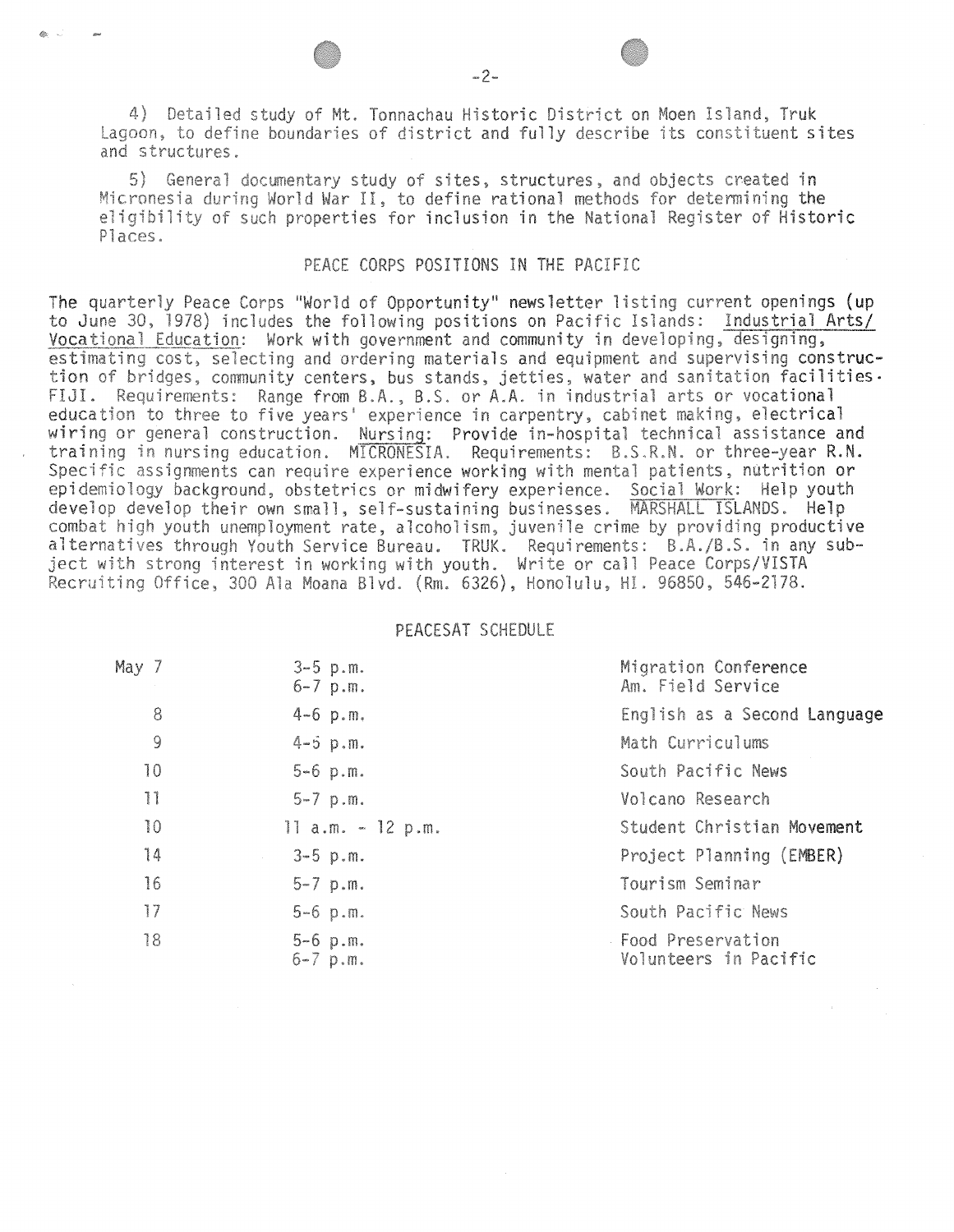4) Detailed study of Mt. Tonnachau Historic District on Moen Island, Truk Lagoon, to define boundaries of district and fully describe its constituent sites and structures.

5) General documentary study of sites, structures, and objects created in Micronesia during World War II, to define rational methods for determining the eligibility of such properties for inclusion in the National Register of Historic Places.

## PEACE CORPS POSITIONS IN THE PACIFIC

The quarterly Peace Corps "World of Opportunity" newsletter listing current openings (up to June 30, 1978) includes the following positions on Pacific Islands: Industrial Arts/ Vocational Education: Work with government and community in developing, designing, estimating cost, selecting and ordering materials and equipment and supervising construction of bridges, community centers, bus stands, jetties, water and sanitation facilities. FIJI. Requirements: Range from B.A., B.S. or A.A. in industrial arts or vocational education to three to five years' experience in carpentry, cabinet making, electrical wiring or general construction. Nursing: Provide in-hospital technical assistance and training in nursing education. MICRONESIA. Requirements: B.S.R.N. or three-year R.N. Specific assignments can require experience working with mental patients, nutrition or epidemiology background, obstetrics or midwifery experience. Social Work: Help youth develop develop their own small, self-sustaining businesses. MARSHALL ISLANDS. Help combat high youth unemployment rate, alcoholism, juvenile crime by providing productive alternatives through Youth Service Bureau. TRUK. Requirements: B.A./B.S. in any subject with strong interest in working with youth. Write or call Peace Corps/VISTA Recruiting Office, 300 Ala Moana Blvd. (Rm. 6326), Honolulu, HI. 96850, 546-2178.

## PEACESAT SCHEDULE

| | | |
|---|---|---|
| May 7 | 3-5 p.m.<br>6-7 p.m. | Migration Conference<br>Am. Field Service |
| 8 | 4-6 p.m. | English as a Second Language |
| 9 | 4-5 p.m. | Math Curriculums |
| 10 | 5-6 p.m. | South Pacific News |
| 11 | 5-7 p.m. | Volcano Research |
| 10 | 11 a.m. - 12 p.m. | Student Christian Movement |
| 14 | 3-5 p.m. | Project Planning (EMBER) |
| 16 | 5-7 p.m. | Tourism Seminar |
| 17 | 5-6 p.m. | South Pacific News |
| 18 | 5-6 p.m.<br>6-7 p.m. | Food Preservation<br>Volunteers in Pacific |